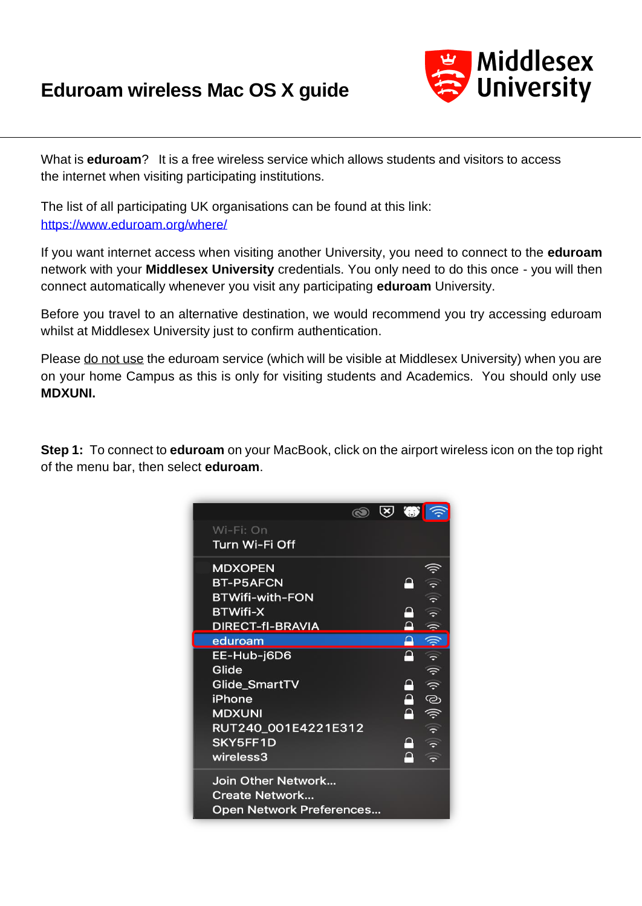# Eduroam wireless Mac OS X guide

What is **eduroam**? It is a free wireless service which allows students and visitors to access the internet when visiting participating institutions.

The list of all participating UK organisations can be found at this link: [https://www.eduroam.org/where/](https://www.eduroam.org/where/)

If you want internet access when visiting another University, you need to connect to the **eduroam** network with your **Middlesex University** credentials. You only need to do this once - you will then connect automatically whenever you visit any participating **eduroam** University.

Before you travel to an alternative destination, we would recommend you try accessing eduroam whilst at Middlesex University just to confirm authentication.

Please do not use the eduroam service (which will be visible at Middlesex University) when you are on your home Campus as this is only for visiting students and Academics. You should only use **MDXUNI.**

**Step 1:** To connect to **eduroam** on your MacBook, click on the airport wireless icon on the top right of the menu bar, then select **eduroam**.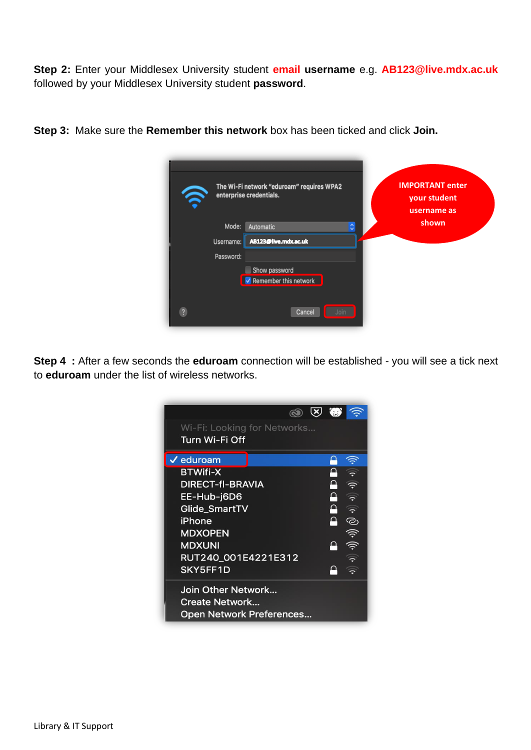**Step 2:** Enter your Middlesex University student **email username** e.g. **AB123@live.mdx.ac.uk** followed by your Middlesex University student **password**.

**Step 3:** Make sure the **Remember this network** box has been ticked and click **Join.**

**Step 4 :** After a few seconds the **eduroam** connection will be established - you will see a tick next to **eduroam** under the list of wireless networks.